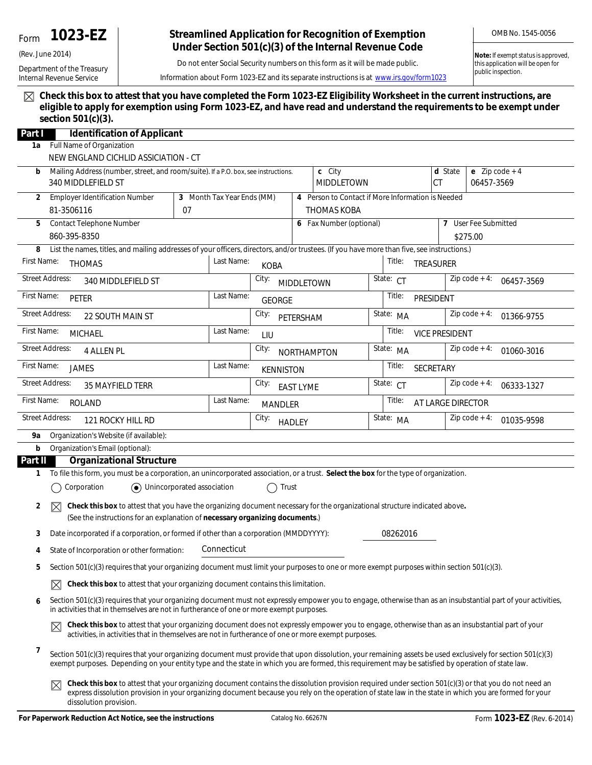Form **1023-EZ**

(Rev. June 2014)

Department of the Treasury
Internal Revenue Service

# Streamlined Application for Recognition of Exemption Under Section 501(c)(3) of the Internal Revenue Code

Do not enter Social Security numbers on this form as it will be made public.

Information about Form 1023-EZ and its separate instructions is at www.irs.gov/form1023

OMB No. 1545-0056

**Note:** If exempt status is approved, this application will be open for public inspection.

☒ **Check this box to attest that you have completed the Form 1023-EZ Eligibility Worksheet in the current instructions, are eligible to apply for exemption using Form 1023-EZ, and have read and understand the requirements to be exempt under section 501(c)(3).**

## Part I Identification of Applicant

**1a** Full Name of Organization
NEW ENGLAND CICHLID ASSICIATION - CT

| b Mailing Address (number, street, and room/suite). If a P.O. box, see instructions. | c City | d State | e Zip code + 4 |
|---|---|---|---|
| 340 MIDDLEFIELD ST | MIDDLETOWN | CT | 06457-3569 |

| 2 Employer Identification Number | 3 Month Tax Year Ends (MM) | 4 Person to Contact if More Information is Needed |
|---|---|---|
| 81-3506116 | 07 | THOMAS KOBA |

| 5 Contact Telephone Number | 6 Fax Number (optional) | 7 User Fee Submitted |
|---|---|---|
| 860-395-8350 | | $275.00 |

**8** List the names, titles, and mailing addresses of your officers, directors, and/or trustees. (If you have more than five, see instructions.)

| First Name | Last Name | Title | Street Address | City | State | Zip code + 4 |
|---|---|---|---|---|---|---|
| THOMAS | KOBA | TREASURER | 340 MIDDLEFIELD ST | MIDDLETOWN | CT | 06457-3569 |
| PETER | GEORGE | PRESIDENT | 22 SOUTH MAIN ST | PETERSHAM | MA | 01366-9755 |
| MICHAEL | LIU | VICE PRESIDENT | 4 ALLEN PL | NORTHAMPTON | MA | 01060-3016 |
| JAMES | KENNISTON | SECRETARY | 35 MAYFIELD TERR | EAST LYME | CT | 06333-1327 |
| ROLAND | MANDLER | AT LARGE DIRECTOR | 121 ROCKY HILL RD | HADLEY | MA | 01035-9598 |

**9a** Organization's Website (if available):

**b** Organization's Email (optional):

## Part II Organizational Structure

**1** To file this form, you must be a corporation, an unincorporated association, or a trust. **Select the box** for the type of organization.

○ Corporation ◉ Unincorporated association ○ Trust

**2** ☒ **Check this box** to attest that you have the organizing document necessary for the organizational structure indicated above. (See the instructions for an explanation of **necessary organizing documents**.)

**3** Date incorporated if a corporation, or formed if other than a corporation (MMDDYYYY): 08262016

**4** State of Incorporation or other formation: Connecticut

**5** Section 501(c)(3) requires that your organizing document must limit your purposes to one or more exempt purposes within section 501(c)(3).

☒ **Check this box** to attest that your organizing document contains this limitation.

**6** Section 501(c)(3) requires that your organizing document must not expressly empower you to engage, otherwise than as an insubstantial part of your activities, in activities that in themselves are not in furtherance of one or more exempt purposes.

☒ **Check this box** to attest that your organizing document does not expressly empower you to engage, otherwise than as an insubstantial part of your activities, in activities that in themselves are not in furtherance of one or more exempt purposes.

**7** Section 501(c)(3) requires that your organizing document must provide that upon dissolution, your remaining assets be used exclusively for section 501(c)(3) exempt purposes. Depending on your entity type and the state in which you are formed, this requirement may be satisfied by operation of state law.

☒ **Check this box** to attest that your organizing document contains the dissolution provision required under section 501(c)(3) or that you do not need an express dissolution provision in your organizing document because you rely on the operation of state law in the state in which you are formed for your dissolution provision.

**For Paperwork Reduction Act Notice, see the instructions** Catalog No. 66267N Form **1023-EZ** (Rev. 6-2014)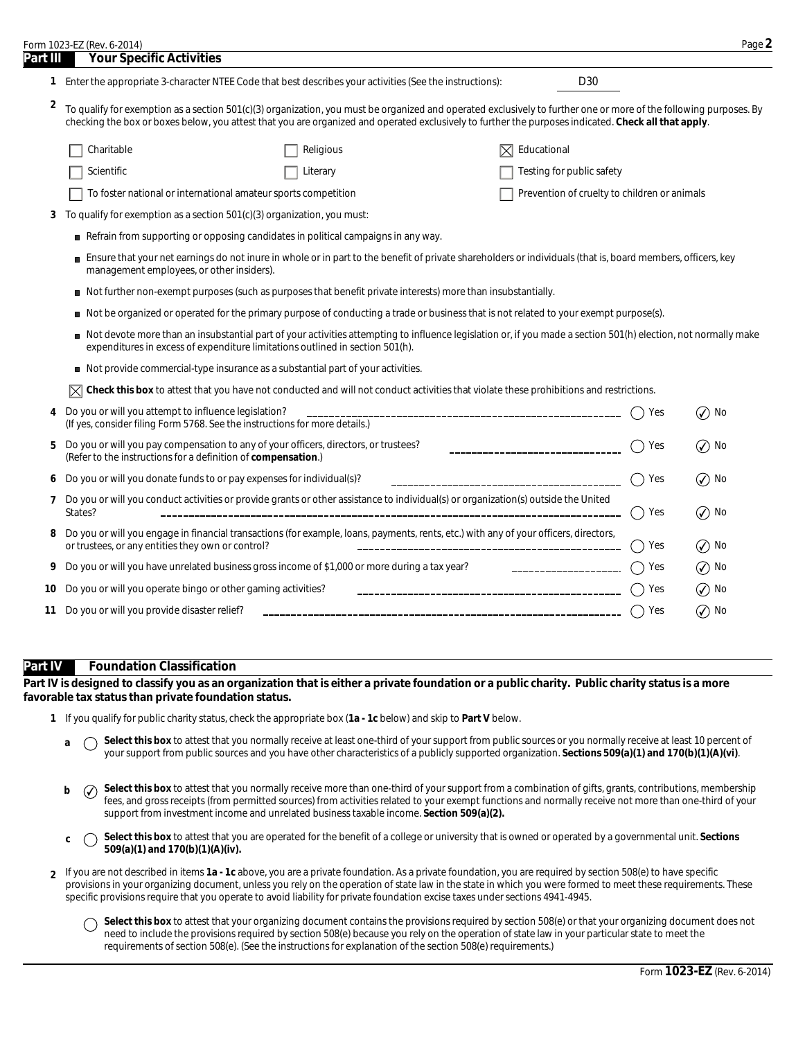## Part III Your Specific Activities

**1** Enter the appropriate 3-character NTEE Code that best describes your activities (See the instructions): D30

**2** To qualify for exemption as a section 501(c)(3) organization, you must be organized and operated exclusively to further one or more of the following purposes. By checking the box or boxes below, you attest that you are organized and operated exclusively to further the purposes indicated. **Check all that apply**.

- ☐ Charitable
- ☐ Religious
- ☒ Educational
- ☐ Scientific
- ☐ Literary
- ☐ Testing for public safety
- ☐ To foster national or international amateur sports competition
- ☐ Prevention of cruelty to children or animals

**3** To qualify for exemption as a section 501(c)(3) organization, you must:

- Refrain from supporting or opposing candidates in political campaigns in any way.
- Ensure that your net earnings do not inure in whole or in part to the benefit of private shareholders or individuals (that is, board members, officers, key management employees, or other insiders).
- Not further non-exempt purposes (such as purposes that benefit private interests) more than insubstantially.
- Not be organized or operated for the primary purpose of conducting a trade or business that is not related to your exempt purpose(s).
- Not devote more than an insubstantial part of your activities attempting to influence legislation or, if you made a section 501(h) election, not normally make expenditures in excess of expenditure limitations outlined in section 501(h).
- Not provide commercial-type insurance as a substantial part of your activities.

☒ **Check this box** to attest that you have not conducted and will not conduct activities that violate these prohibitions and restrictions.

| # | Question | Yes | No |
|---|---|---|---|
| 4 | Do you or will you attempt to influence legislation? (If yes, consider filing Form 5768. See the instructions for more details.) | ◯ | ✓ |
| 5 | Do you or will you pay compensation to any of your officers, directors, or trustees? (Refer to the instructions for a definition of **compensation**.) | ◯ | ✓ |
| 6 | Do you or will you donate funds to or pay expenses for individual(s)? | ◯ | ✓ |
| 7 | Do you or will you conduct activities or provide grants or other assistance to individual(s) or organization(s) outside the United States? | ◯ | ✓ |
| 8 | Do you or will you engage in financial transactions (for example, loans, payments, rents, etc.) with any of your officers, directors, or trustees, or any entities they own or control? | ◯ | ✓ |
| 9 | Do you or will you have unrelated business gross income of $1,000 or more during a tax year? | ◯ | ✓ |
| 10 | Do you or will you operate bingo or other gaming activities? | ◯ | ✓ |
| 11 | Do you or will you provide disaster relief? | ◯ | ✓ |

## Part IV Foundation Classification

**Part IV is designed to classify you as an organization that is either a private foundation or a public charity. Public charity status is a more favorable tax status than private foundation status.**

**1** If you qualify for public charity status, check the appropriate box (**1a - 1c** below) and skip to **Part V** below.

**a** ◯ **Select this box** to attest that you normally receive at least one-third of your support from public sources or you normally receive at least 10 percent of your support from public sources and you have other characteristics of a publicly supported organization. **Sections 509(a)(1) and 170(b)(1)(A)(vi)**.

**b** ✓ **Select this box** to attest that you normally receive more than one-third of your support from a combination of gifts, grants, contributions, membership fees, and gross receipts (from permitted sources) from activities related to your exempt functions and normally receive not more than one-third of your support from investment income and unrelated business taxable income. **Section 509(a)(2).**

**c** ◯ **Select this box** to attest that you are operated for the benefit of a college or university that is owned or operated by a governmental unit. **Sections 509(a)(1) and 170(b)(1)(A)(iv).**

**2** If you are not described in items **1a - 1c** above, you are a private foundation. As a private foundation, you are required by section 508(e) to have specific provisions in your organizing document, unless you rely on the operation of state law in the state in which you were formed to meet these requirements. These specific provisions require that you operate to avoid liability for private foundation excise taxes under sections 4941-4945.

◯ **Select this box** to attest that your organizing document contains the provisions required by section 508(e) or that your organizing document does not need to include the provisions required by section 508(e) because you rely on the operation of state law in your particular state to meet the requirements of section 508(e). (See the instructions for explanation of the section 508(e) requirements.)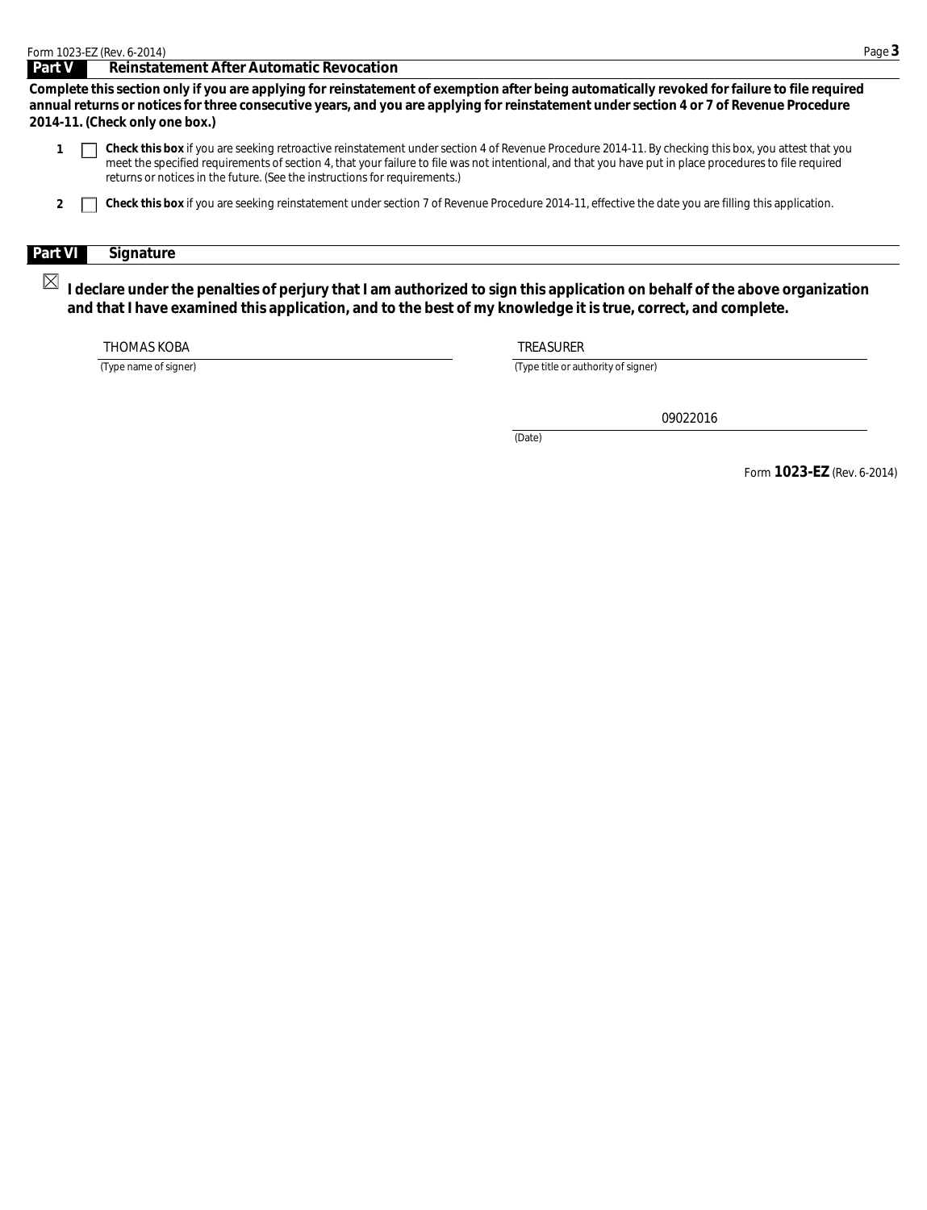## Part V Reinstatement After Automatic Revocation

**Complete this section only if you are applying for reinstatement of exemption after being automatically revoked for failure to file required annual returns or notices for three consecutive years, and you are applying for reinstatement under section 4 or 7 of Revenue Procedure 2014-11. (Check only one box.)**

1 ☐ **Check this box** if you are seeking retroactive reinstatement under section 4 of Revenue Procedure 2014-11. By checking this box, you attest that you meet the specified requirements of section 4, that your failure to file was not intentional, and that you have put in place procedures to file required returns or notices in the future. (See the instructions for requirements.)

2 ☐ **Check this box** if you are seeking reinstatement under section 7 of Revenue Procedure 2014-11, effective the date you are filling this application.

## Part VI Signature

☒ **I declare under the penalties of perjury that I am authorized to sign this application on behalf of the above organization and that I have examined this application, and to the best of my knowledge it is true, correct, and complete.**

THOMAS KOBA
(Type name of signer)

TREASURER
(Type title or authority of signer)

09022016
(Date)

Form **1023-EZ** (Rev. 6-2014)